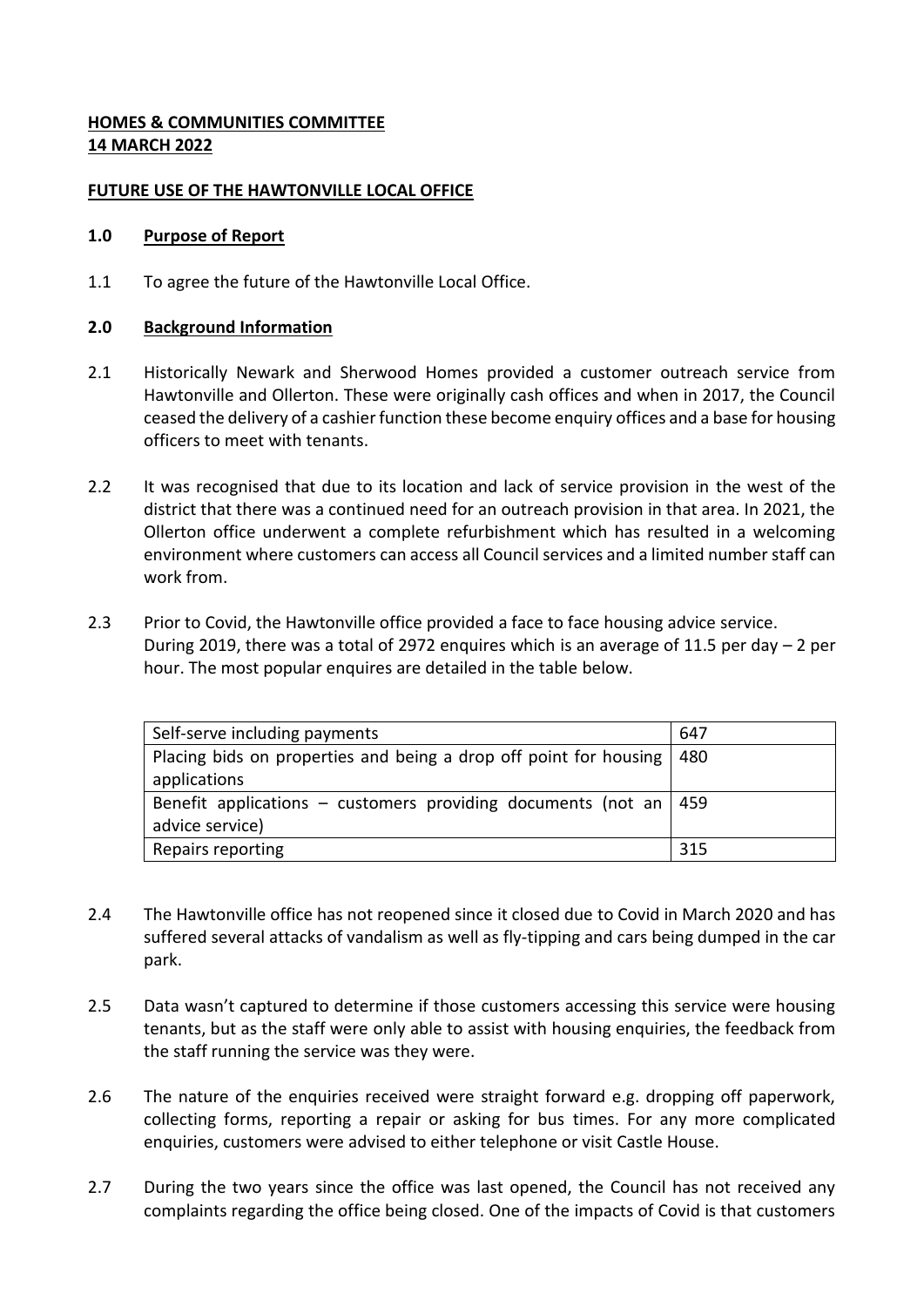**HOMES & COMMUNITIES COMMITTEE**
**14 MARCH 2022**

**FUTURE USE OF THE HAWTONVILLE LOCAL OFFICE**

**1.0 Purpose of Report**

1.1 To agree the future of the Hawtonville Local Office.

**2.0 Background Information**

2.1 Historically Newark and Sherwood Homes provided a customer outreach service from Hawtonville and Ollerton. These were originally cash offices and when in 2017, the Council ceased the delivery of a cashier function these become enquiry offices and a base for housing officers to meet with tenants.

2.2 It was recognised that due to its location and lack of service provision in the west of the district that there was a continued need for an outreach provision in that area. In 2021, the Ollerton office underwent a complete refurbishment which has resulted in a welcoming environment where customers can access all Council services and a limited number staff can work from.

2.3 Prior to Covid, the Hawtonville office provided a face to face housing advice service. During 2019, there was a total of 2972 enquires which is an average of 11.5 per day – 2 per hour. The most popular enquires are detailed in the table below.

| | |
|---|---|
| Self-serve including payments | 647 |
| Placing bids on properties and being a drop off point for housing applications | 480 |
| Benefit applications – customers providing documents (not an advice service) | 459 |
| Repairs reporting | 315 |

2.4 The Hawtonville office has not reopened since it closed due to Covid in March 2020 and has suffered several attacks of vandalism as well as fly-tipping and cars being dumped in the car park.

2.5 Data wasn't captured to determine if those customers accessing this service were housing tenants, but as the staff were only able to assist with housing enquiries, the feedback from the staff running the service was they were.

2.6 The nature of the enquiries received were straight forward e.g. dropping off paperwork, collecting forms, reporting a repair or asking for bus times. For any more complicated enquiries, customers were advised to either telephone or visit Castle House.

2.7 During the two years since the office was last opened, the Council has not received any complaints regarding the office being closed. One of the impacts of Covid is that customers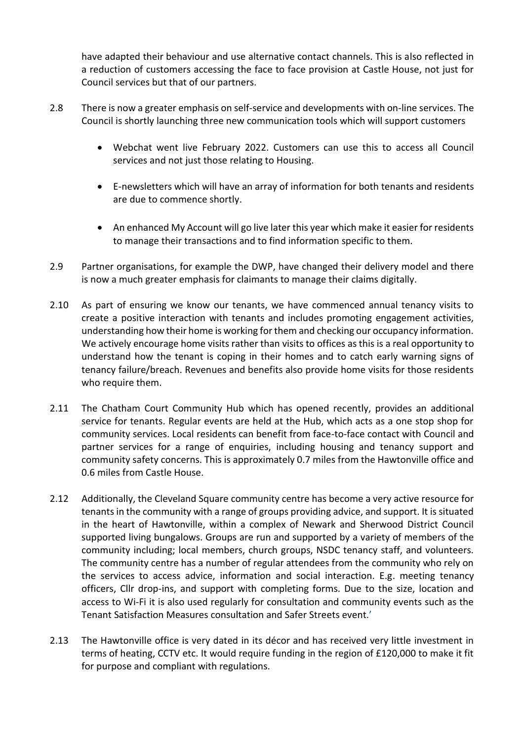have adapted their behaviour and use alternative contact channels. This is also reflected in a reduction of customers accessing the face to face provision at Castle House, not just for Council services but that of our partners.

2.8 There is now a greater emphasis on self-service and developments with on-line services. The Council is shortly launching three new communication tools which will support customers

- Webchat went live February 2022. Customers can use this to access all Council services and not just those relating to Housing.
- E-newsletters which will have an array of information for both tenants and residents are due to commence shortly.
- An enhanced My Account will go live later this year which make it easier for residents to manage their transactions and to find information specific to them.

2.9 Partner organisations, for example the DWP, have changed their delivery model and there is now a much greater emphasis for claimants to manage their claims digitally.

2.10 As part of ensuring we know our tenants, we have commenced annual tenancy visits to create a positive interaction with tenants and includes promoting engagement activities, understanding how their home is working for them and checking our occupancy information. We actively encourage home visits rather than visits to offices as this is a real opportunity to understand how the tenant is coping in their homes and to catch early warning signs of tenancy failure/breach. Revenues and benefits also provide home visits for those residents who require them.

2.11 The Chatham Court Community Hub which has opened recently, provides an additional service for tenants. Regular events are held at the Hub, which acts as a one stop shop for community services. Local residents can benefit from face-to-face contact with Council and partner services for a range of enquiries, including housing and tenancy support and community safety concerns. This is approximately 0.7 miles from the Hawtonville office and 0.6 miles from Castle House.

2.12 Additionally, the Cleveland Square community centre has become a very active resource for tenants in the community with a range of groups providing advice, and support. It is situated in the heart of Hawtonville, within a complex of Newark and Sherwood District Council supported living bungalows. Groups are run and supported by a variety of members of the community including; local members, church groups, NSDC tenancy staff, and volunteers. The community centre has a number of regular attendees from the community who rely on the services to access advice, information and social interaction. E.g. meeting tenancy officers, Cllr drop-ins, and support with completing forms. Due to the size, location and access to Wi-Fi it is also used regularly for consultation and community events such as the Tenant Satisfaction Measures consultation and Safer Streets event.'

2.13 The Hawtonville office is very dated in its décor and has received very little investment in terms of heating, CCTV etc. It would require funding in the region of £120,000 to make it fit for purpose and compliant with regulations.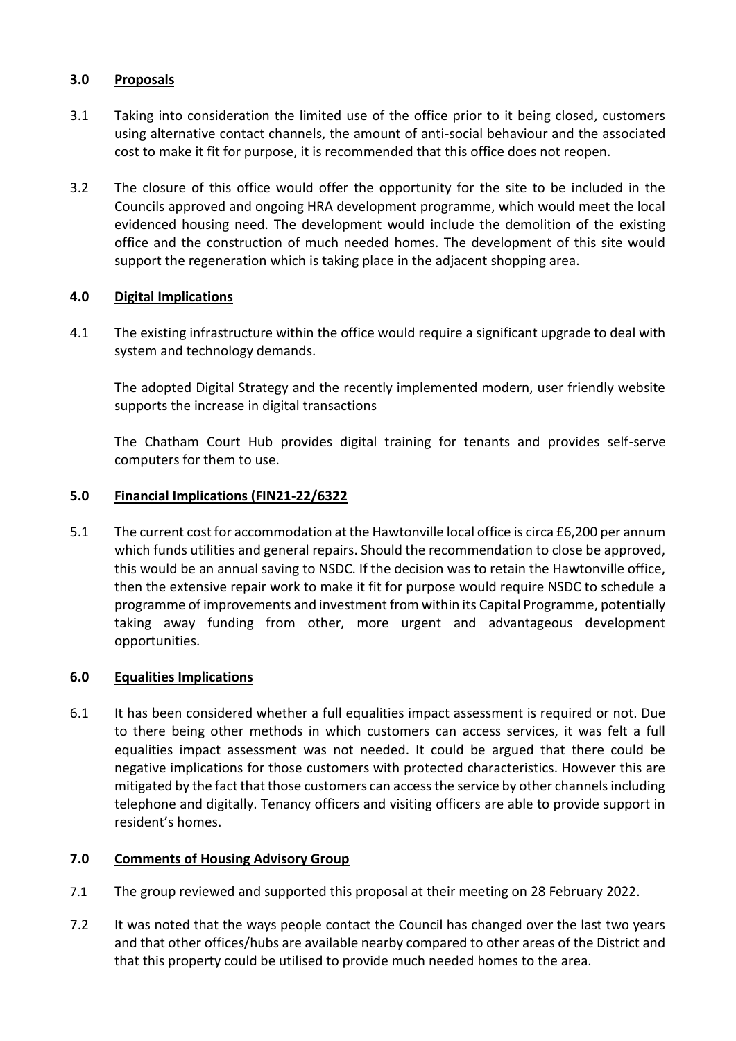## 3.0 Proposals

3.1 Taking into consideration the limited use of the office prior to it being closed, customers using alternative contact channels, the amount of anti-social behaviour and the associated cost to make it fit for purpose, it is recommended that this office does not reopen.

3.2 The closure of this office would offer the opportunity for the site to be included in the Councils approved and ongoing HRA development programme, which would meet the local evidenced housing need. The development would include the demolition of the existing office and the construction of much needed homes. The development of this site would support the regeneration which is taking place in the adjacent shopping area.

## 4.0 Digital Implications

4.1 The existing infrastructure within the office would require a significant upgrade to deal with system and technology demands.

The adopted Digital Strategy and the recently implemented modern, user friendly website supports the increase in digital transactions

The Chatham Court Hub provides digital training for tenants and provides self-serve computers for them to use.

## 5.0 Financial Implications (FIN21-22/6322

5.1 The current cost for accommodation at the Hawtonville local office is circa £6,200 per annum which funds utilities and general repairs. Should the recommendation to close be approved, this would be an annual saving to NSDC. If the decision was to retain the Hawtonville office, then the extensive repair work to make it fit for purpose would require NSDC to schedule a programme of improvements and investment from within its Capital Programme, potentially taking away funding from other, more urgent and advantageous development opportunities.

## 6.0 Equalities Implications

6.1 It has been considered whether a full equalities impact assessment is required or not. Due to there being other methods in which customers can access services, it was felt a full equalities impact assessment was not needed. It could be argued that there could be negative implications for those customers with protected characteristics. However this are mitigated by the fact that those customers can access the service by other channels including telephone and digitally. Tenancy officers and visiting officers are able to provide support in resident's homes.

## 7.0 Comments of Housing Advisory Group

7.1 The group reviewed and supported this proposal at their meeting on 28 February 2022.

7.2 It was noted that the ways people contact the Council has changed over the last two years and that other offices/hubs are available nearby compared to other areas of the District and that this property could be utilised to provide much needed homes to the area.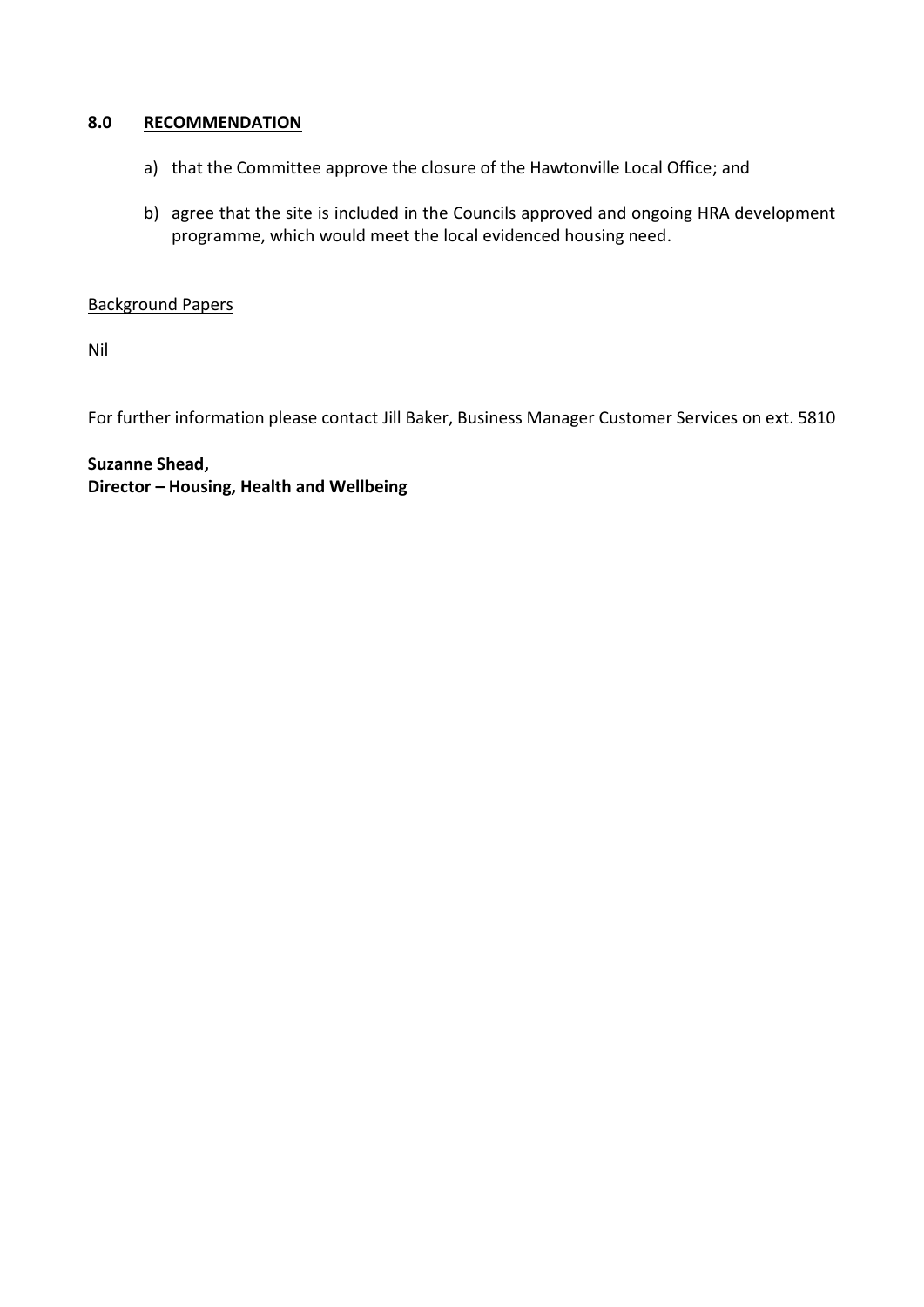## 8.0 RECOMMENDATION

a) that the Committee approve the closure of the Hawtonville Local Office; and

b) agree that the site is included in the Councils approved and ongoing HRA development programme, which would meet the local evidenced housing need.

Background Papers

Nil

For further information please contact Jill Baker, Business Manager Customer Services on ext. 5810

**Suzanne Shead,**
**Director – Housing, Health and Wellbeing**